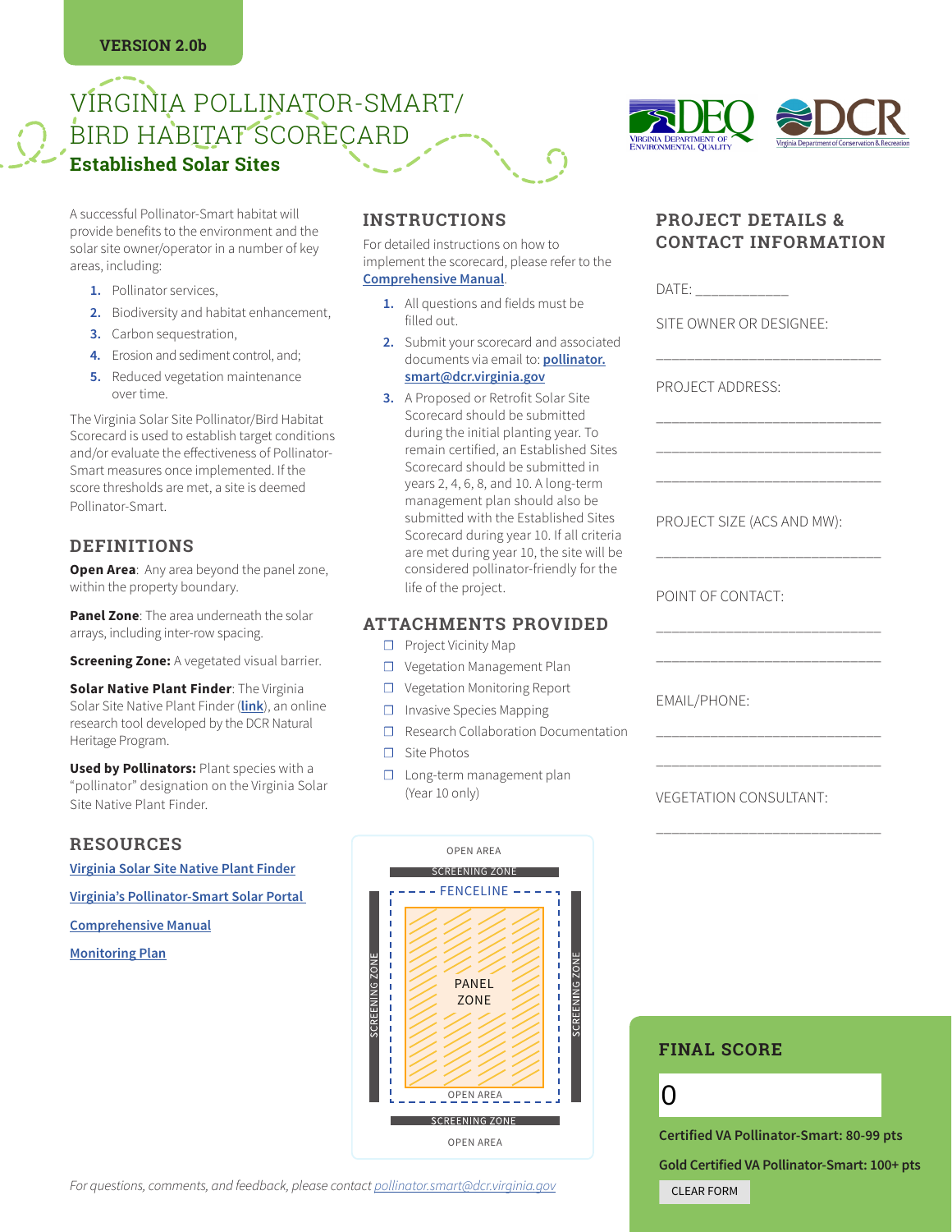VERSION 2.0b

# VIRGINIA POLLINATOR-SMART/ BIRD HABITAT SCORECARD

## Established Solar Sites

A successful Pollinator-Smart habitat will provide benefits to the environment and the solar site owner/operator in a number of key areas, including:

1. Pollinator services,
2. Biodiversity and habitat enhancement,
3. Carbon sequestration,
4. Erosion and sediment control, and;
5. Reduced vegetation maintenance over time.

The Virginia Solar Site Pollinator/Bird Habitat Scorecard is used to establish target conditions and/or evaluate the effectiveness of Pollinator-Smart measures once implemented. If the score thresholds are met, a site is deemed Pollinator-Smart.

### DEFINITIONS

**Open Area**: Any area beyond the panel zone, within the property boundary.

**Panel Zone**: The area underneath the solar arrays, including inter-row spacing.

**Screening Zone:** A vegetated visual barrier.

**Solar Native Plant Finder**: The Virginia Solar Site Native Plant Finder (**link**), an online research tool developed by the DCR Natural Heritage Program.

**Used by Pollinators:** Plant species with a "pollinator" designation on the Virginia Solar Site Native Plant Finder.

### RESOURCES

Virginia Solar Site Native Plant Finder

Virginia's Pollinator-Smart Solar Portal

Comprehensive Manual

Monitoring Plan

### INSTRUCTIONS

For detailed instructions on how to implement the scorecard, please refer to the **Comprehensive Manual**.

1. All questions and fields must be filled out.
2. Submit your scorecard and associated documents via email to: **pollinator.smart@dcr.virginia.gov**
3. A Proposed or Retrofit Solar Site Scorecard should be submitted during the initial planting year. To remain certified, an Established Sites Scorecard should be submitted in years 2, 4, 6, 8, and 10. A long-term management plan should also be submitted with the Established Sites Scorecard during year 10. If all criteria are met during year 10, the site will be considered pollinator-friendly for the life of the project.

### ATTACHMENTS PROVIDED

- ☐ Project Vicinity Map
- ☐ Vegetation Management Plan
- ☐ Vegetation Monitoring Report
- ☐ Invasive Species Mapping
- ☐ Research Collaboration Documentation
- ☐ Site Photos
- ☐ Long-term management plan (Year 10 only)

OPEN AREA
SCREENING ZONE
FENCELINE
SCREENING ZONE | PANEL ZONE | SCREENING ZONE
OPEN AREA
SCREENING ZONE
OPEN AREA

### PROJECT DETAILS & CONTACT INFORMATION

DATE: ____________

SITE OWNER OR DESIGNEE:

______________________________

PROJECT ADDRESS:

______________________________

______________________________

______________________________

PROJECT SIZE (ACS AND MW):

______________________________

POINT OF CONTACT:

______________________________

______________________________

EMAIL/PHONE:

______________________________

______________________________

VEGETATION CONSULTANT:

______________________________

### FINAL SCORE

0

**Certified VA Pollinator-Smart: 80-99 pts**

**Gold Certified VA Pollinator-Smart: 100+ pts**

CLEAR FORM

*For questions, comments, and feedback, please contact pollinator.smart@dcr.virginia.gov*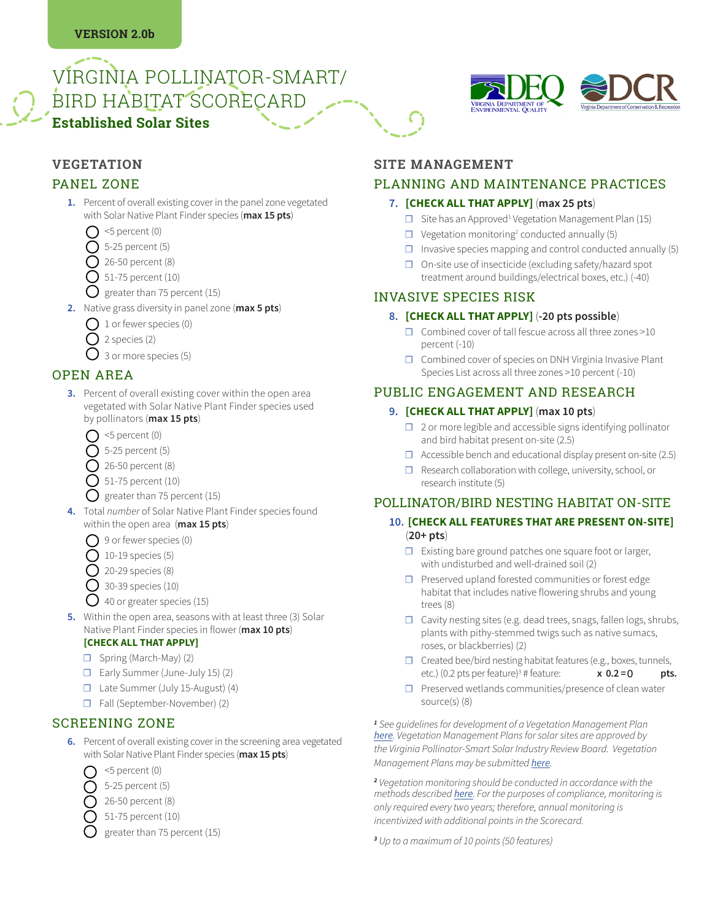VERSION 2.0b

# VIRGINIA POLLINATOR-SMART/ BIRD HABITAT SCORECARD

**Established Solar Sites**

## VEGETATION

### PANEL ZONE

1. Percent of overall existing cover in the panel zone vegetated with Solar Native Plant Finder species (**max 15 pts**)
   - ◯ <5 percent (0)
   - ◯ 5-25 percent (5)
   - ◯ 26-50 percent (8)
   - ◯ 51-75 percent (10)
   - ◯ greater than 75 percent (15)
2. Native grass diversity in panel zone (**max 5 pts**)
   - ◯ 1 or fewer species (0)
   - ◯ 2 species (2)
   - ◯ 3 or more species (5)

### OPEN AREA

3. Percent of overall existing cover within the open area vegetated with Solar Native Plant Finder species used by pollinators (**max 15 pts**)
   - ◯ <5 percent (0)
   - ◯ 5-25 percent (5)
   - ◯ 26-50 percent (8)
   - ◯ 51-75 percent (10)
   - ◯ greater than 75 percent (15)
4. Total *number* of Solar Native Plant Finder species found within the open area (**max 15 pts**)
   - ◯ 9 or fewer species (0)
   - ◯ 10-19 species (5)
   - ◯ 20-29 species (8)
   - ◯ 30-39 species (10)
   - ◯ 40 or greater species (15)
5. Within the open area, seasons with at least three (3) Solar Native Plant Finder species in flower (**max 10 pts**) **[CHECK ALL THAT APPLY]**
   - ☐ Spring (March-May) (2)
   - ☐ Early Summer (June-July 15) (2)
   - ☐ Late Summer (July 15-August) (4)
   - ☐ Fall (September-November) (2)

### SCREENING ZONE

6. Percent of overall existing cover in the screening area vegetated with Solar Native Plant Finder species (**max 15 pts**)
   - ◯ <5 percent (0)
   - ◯ 5-25 percent (5)
   - ◯ 26-50 percent (8)
   - ◯ 51-75 percent (10)
   - ◯ greater than 75 percent (15)

## SITE MANAGEMENT

### PLANNING AND MAINTENANCE PRACTICES

7. **[CHECK ALL THAT APPLY]** (**max 25 pts**)
   - ☐ Site has an Approved[1] Vegetation Management Plan (15)
   - ☐ Vegetation monitoring[2] conducted annually (5)
   - ☐ Invasive species mapping and control conducted annually (5)
   - ☐ On-site use of insecticide (excluding safety/hazard spot treatment around buildings/electrical boxes, etc.) (-40)

### INVASIVE SPECIES RISK

8. **[CHECK ALL THAT APPLY]** (**-20 pts possible**)
   - ☐ Combined cover of tall fescue across all three zones >10 percent (-10)
   - ☐ Combined cover of species on DNH Virginia Invasive Plant Species List across all three zones >10 percent (-10)

### PUBLIC ENGAGEMENT AND RESEARCH

9. **[CHECK ALL THAT APPLY]** (**max 10 pts**)
   - ☐ 2 or more legible and accessible signs identifying pollinator and bird habitat present on-site (2.5)
   - ☐ Accessible bench and educational display present on-site (2.5)
   - ☐ Research collaboration with college, university, school, or research institute (5)

### POLLINATOR/BIRD NESTING HABITAT ON-SITE

10. **[CHECK ALL FEATURES THAT ARE PRESENT ON-SITE]** (**20+ pts**)
    - ☐ Existing bare ground patches one square foot or larger, with undisturbed and well-drained soil (2)
    - ☐ Preserved upland forested communities or forest edge habitat that includes native flowering shrubs and young trees (8)
    - ☐ Cavity nesting sites (e.g. dead trees, snags, fallen logs, shrubs, plants with pithy-stemmed twigs such as native sumacs, roses, or blackberries) (2)
    - ☐ Created bee/bird nesting habitat features (e.g., boxes, tunnels, etc.) (0.2 pts per feature)[3] # feature: **x 0.2 =** 0 **pts.**
    - ☐ Preserved wetlands communities/presence of clean water source(s) (8)

[1] *See guidelines for development of a Vegetation Management Plan here. Vegetation Management Plans for solar sites are approved by the Virginia Pollinator-Smart Solar Industry Review Board. Vegetation Management Plans may be submitted here.*

[2] *Vegetation monitoring should be conducted in accordance with the methods described here. For the purposes of compliance, monitoring is only required every two years; therefore, annual monitoring is incentivized with additional points in the Scorecard.*

[3] *Up to a maximum of 10 points (50 features)*